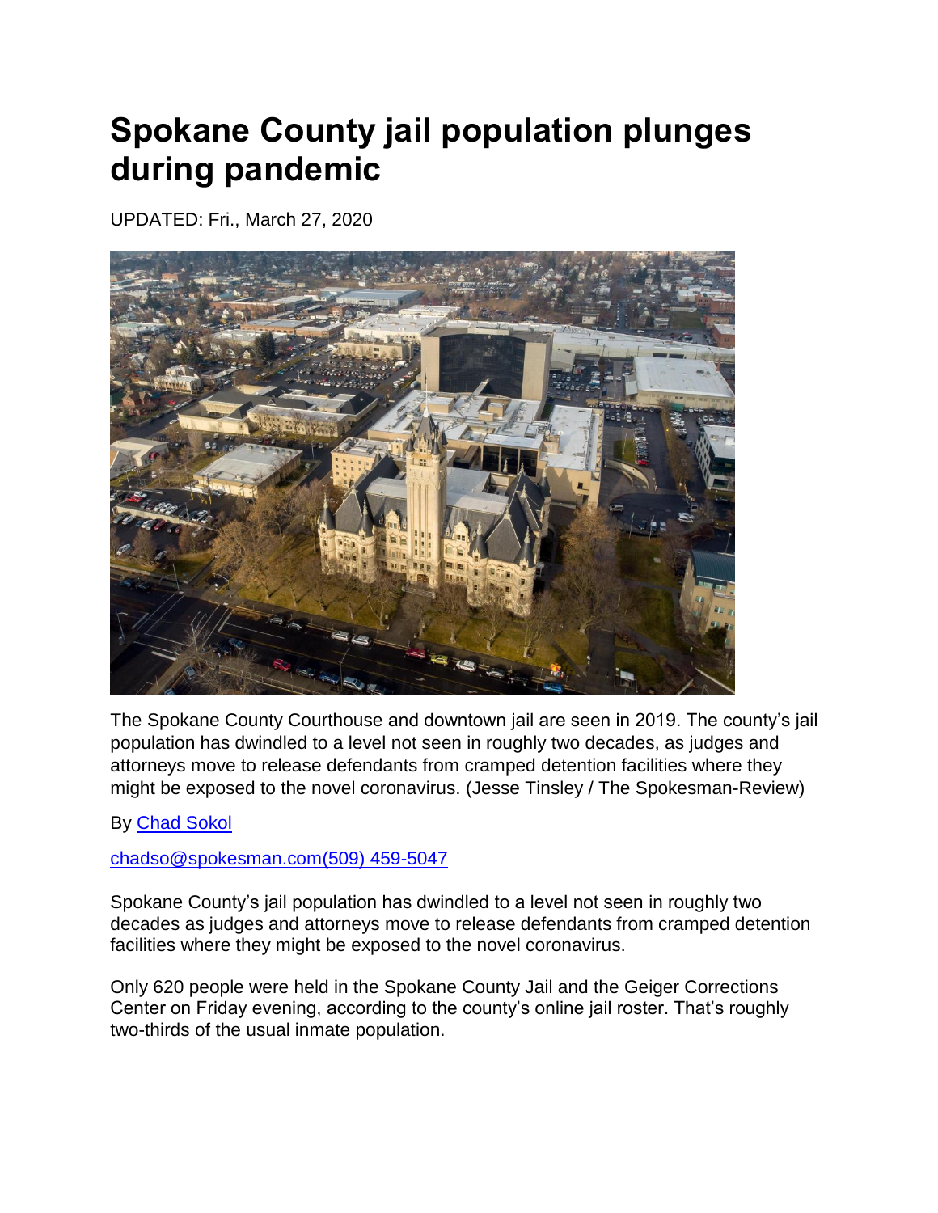# Spokane County jail population plunges during pandemic

UPDATED: Fri., March 27, 2020

The Spokane County Courthouse and downtown jail are seen in 2019. The county's jail population has dwindled to a level not seen in roughly two decades, as judges and attorneys move to release defendants from cramped detention facilities where they might be exposed to the novel coronavirus. (Jesse Tinsley / The Spokesman-Review)

By [Chad Sokol](#)

[chadso@spokesman.com(509) 459-5047](#)

Spokane County's jail population has dwindled to a level not seen in roughly two decades as judges and attorneys move to release defendants from cramped detention facilities where they might be exposed to the novel coronavirus.

Only 620 people were held in the Spokane County Jail and the Geiger Corrections Center on Friday evening, according to the county's online jail roster. That's roughly two-thirds of the usual inmate population.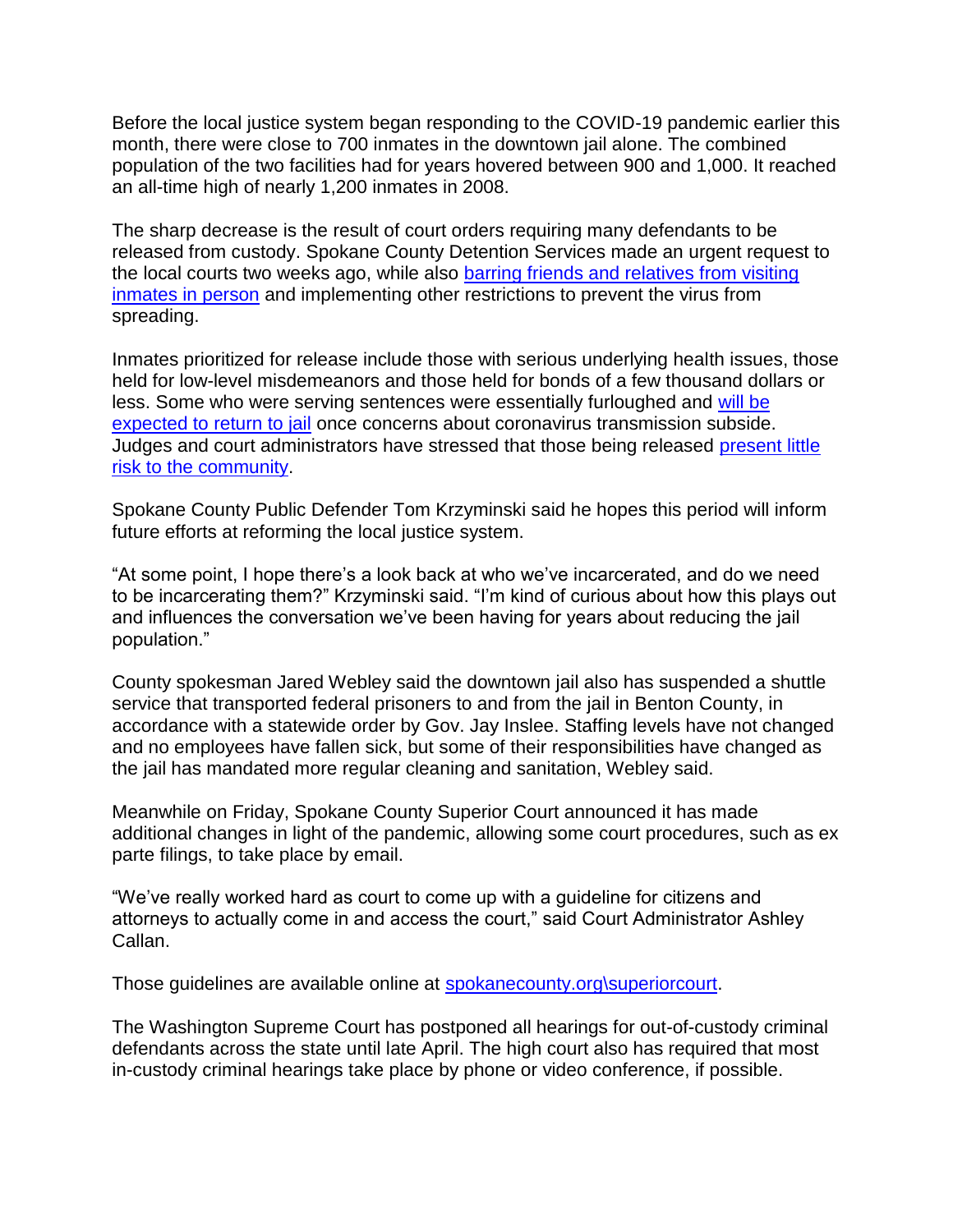Before the local justice system began responding to the COVID-19 pandemic earlier this month, there were close to 700 inmates in the downtown jail alone. The combined population of the two facilities had for years hovered between 900 and 1,000. It reached an all-time high of nearly 1,200 inmates in 2008.

The sharp decrease is the result of court orders requiring many defendants to be released from custody. Spokane County Detention Services made an urgent request to the local courts two weeks ago, while also barring friends and relatives from visiting inmates in person and implementing other restrictions to prevent the virus from spreading.

Inmates prioritized for release include those with serious underlying health issues, those held for low-level misdemeanors and those held for bonds of a few thousand dollars or less. Some who were serving sentences were essentially furloughed and will be expected to return to jail once concerns about coronavirus transmission subside. Judges and court administrators have stressed that those being released present little risk to the community.

Spokane County Public Defender Tom Krzyminski said he hopes this period will inform future efforts at reforming the local justice system.

"At some point, I hope there's a look back at who we've incarcerated, and do we need to be incarcerating them?" Krzyminski said. "I'm kind of curious about how this plays out and influences the conversation we've been having for years about reducing the jail population."

County spokesman Jared Webley said the downtown jail also has suspended a shuttle service that transported federal prisoners to and from the jail in Benton County, in accordance with a statewide order by Gov. Jay Inslee. Staffing levels have not changed and no employees have fallen sick, but some of their responsibilities have changed as the jail has mandated more regular cleaning and sanitation, Webley said.

Meanwhile on Friday, Spokane County Superior Court announced it has made additional changes in light of the pandemic, allowing some court procedures, such as ex parte filings, to take place by email.

"We've really worked hard as court to come up with a guideline for citizens and attorneys to actually come in and access the court," said Court Administrator Ashley Callan.

Those guidelines are available online at spokanecounty.org\superiorcourt.

The Washington Supreme Court has postponed all hearings for out-of-custody criminal defendants across the state until late April. The high court also has required that most in-custody criminal hearings take place by phone or video conference, if possible.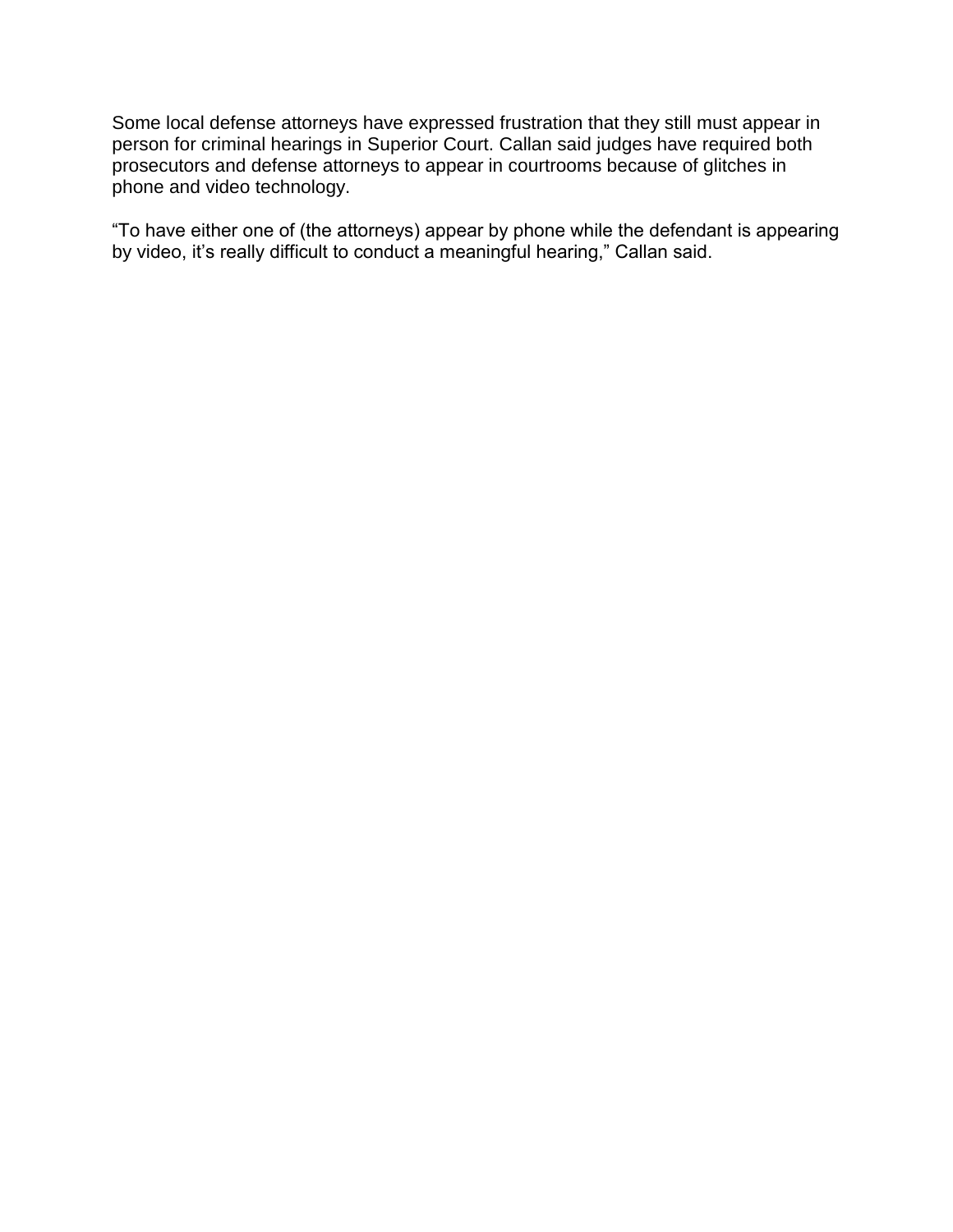Some local defense attorneys have expressed frustration that they still must appear in person for criminal hearings in Superior Court. Callan said judges have required both prosecutors and defense attorneys to appear in courtrooms because of glitches in phone and video technology.

“To have either one of (the attorneys) appear by phone while the defendant is appearing by video, it’s really difficult to conduct a meaningful hearing,” Callan said.